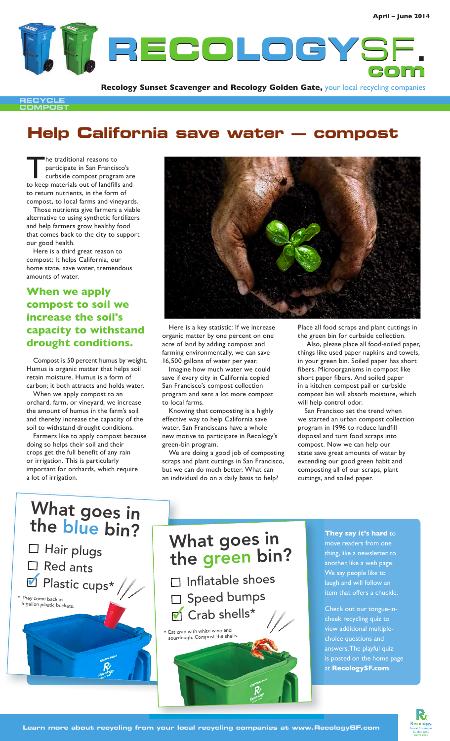April – June 2014

# RECOLOGYSF.com

**Recology Sunset Scavenger and Recology Golden Gate,** your local recycling companies

RECYCLE
COMPOST

## Help California save water — compost

The traditional reasons to participate in San Francisco's curbside compost program are to keep materials out of landfills and to return nutrients, in the form of compost, to local farms and vineyards.

Those nutrients give farmers a viable alternative to using synthetic fertilizers and help farmers grow healthy food that comes back to the city to support our good health.

Here is a third great reason to compost: It helps California, our home state, save water, tremendous amounts of water.

### When we apply compost to soil we increase the soil's capacity to withstand drought conditions.

Compost is 50 percent humus by weight. Humus is organic matter that helps soil retain moisture. Humus is a form of carbon; it both attracts and holds water.

When we apply compost to an orchard, farm, or vineyard, we increase the amount of humus in the farm's soil and thereby increase the capacity of the soil to withstand drought conditions.

Farmers like to apply compost because doing so helps their soil and their crops get the full benefit of any rain or irrigation. This is particularly important for orchards, which require a lot of irrigation.

Here is a key statistic: If we increase organic matter by one percent on one acre of land by adding compost and farming environmentally, we can save 16,500 gallons of water per year.

Imagine how much water we could save if every city in California copied San Francisco's compost collection program and sent a lot more compost to local farms.

Knowing that composting is a highly effective way to help California save water, San Franciscans have a whole new motive to participate in Recology's green-bin program.

We are doing a good job of composting scraps and plant cuttings in San Francisco, but we can do much better. What can an individual do on a daily basis to help?

Place all food scraps and plant cuttings in the green bin for curbside collection.

Also, please place all food-soiled paper, things like used paper napkins and towels, in your green bin. Soiled paper has short fibers. Microorganisms in compost like short paper fibers. And soiled paper in a kitchen compost pail or curbside compost bin will absorb moisture, which will help control odor.

San Francisco set the trend when we started an urban compost collection program in 1996 to reduce landfill disposal and turn food scraps into compost. Now we can help our state save great amounts of water by extending our good green habit and composting all of our scraps, plant cuttings, and soiled paper.

## What goes in the blue bin?

- ☐ Hair plugs
- ☐ Red ants
- ☑ Plastic cups*

\* They come back as 5-gallon plastic buckets.

## What goes in the green bin?

- ☐ Inflatable shoes
- ☐ Speed bumps
- ☑ Crab shells*

\* Eat crab with white wine and sourdough. Compost the shells.

**They say it's hard** to move readers from one thing, like a newsletter, to another, like a web page. We say people like to laugh and will follow an item that offers a chuckle.

Check out our tongue-in-cheek recycling quiz to view additional multiple-choice questions and answers. The playful quiz is posted on the home page at **RecologySF.com**

**Learn more about recycling from your local recycling companies at www.RecologySF.com**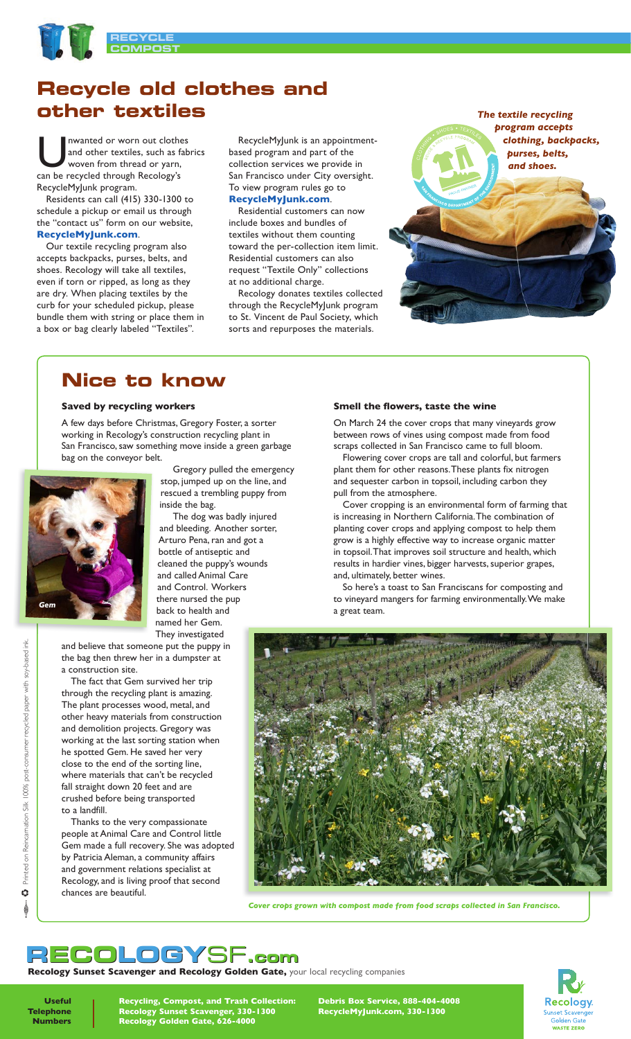RECYCLE
COMPOST

# Recycle old clothes and other textiles

Unwanted or worn out clothes and other textiles, such as fabrics woven from thread or yarn, can be recycled through Recology's RecycleMyJunk program.

Residents can call (415) 330-1300 to schedule a pickup or email us through the "contact us" form on our website, **RecycleMyJunk.com**.

Our textile recycling program also accepts backpacks, purses, belts, and shoes. Recology will take all textiles, even if torn or ripped, as long as they are dry. When placing textiles by the curb for your scheduled pickup, please bundle them with string or place them in a box or bag clearly labeled "Textiles".

RecycleMyJunk is an appointment-based program and part of the collection services we provide in San Francisco under City oversight. To view program rules go to **RecycleMyJunk.com**.

Residential customers can now include boxes and bundles of textiles without them counting toward the per-collection item limit. Residential customers can also request "Textile Only" collections at no additional charge.

Recology donates textiles collected through the RecycleMyJunk program to St. Vincent de Paul Society, which sorts and repurposes the materials.

***The textile recycling program accepts clothing, backpacks, purses, belts, and shoes.***

# Nice to know

### Saved by recycling workers

A few days before Christmas, Gregory Foster, a sorter working in Recology's construction recycling plant in San Francisco, saw something move inside a green garbage bag on the conveyor belt.

Gregory pulled the emergency stop, jumped up on the line, and rescued a trembling puppy from inside the bag.

The dog was badly injured and bleeding. Another sorter, Arturo Pena, ran and got a bottle of antiseptic and cleaned the puppy's wounds and called Animal Care and Control. Workers there nursed the pup back to health and named her Gem. They investigated and believe that someone put the puppy in the bag then threw her in a dumpster at a construction site.

*Gem*

The fact that Gem survived her trip through the recycling plant is amazing. The plant processes wood, metal, and other heavy materials from construction and demolition projects. Gregory was working at the last sorting station when he spotted Gem. He saved her very close to the end of the sorting line, where materials that can't be recycled fall straight down 20 feet and are crushed before being transported to a landfill.

Thanks to the very compassionate people at Animal Care and Control little Gem made a full recovery. She was adopted by Patricia Aleman, a community affairs and government relations specialist at Recology, and is living proof that second chances are beautiful.

### Smell the flowers, taste the wine

On March 24 the cover crops that many vineyards grow between rows of vines using compost made from food scraps collected in San Francisco came to full bloom.

Flowering cover crops are tall and colorful, but farmers plant them for other reasons. These plants fix nitrogen and sequester carbon in topsoil, including carbon they pull from the atmosphere.

Cover cropping is an environmental form of farming that is increasing in Northern California. The combination of planting cover crops and applying compost to help them grow is a highly effective way to increase organic matter in topsoil. That improves soil structure and health, which results in hardier vines, bigger harvests, superior grapes, and, ultimately, better wines.

So here's a toast to San Franciscans for composting and to vineyard mangers for farming environmentally. We make a great team.

*Cover crops grown with compost made from food scraps collected in San Francisco.*

Printed on Reincarnation Silk 100% post-consumer recycled paper with soy-based ink.

# RECOLOGYSF.com

**Recology Sunset Scavenger and Recology Golden Gate,** your local recycling companies

**Useful Telephone Numbers**

**Recycling, Compost, and Trash Collection:**
**Recology Sunset Scavenger, 330-1300**
**Recology Golden Gate, 626-4000**

**Debris Box Service, 888-404-4008**
**RecycleMyJunk.com, 330-1300**

Recology. Sunset Scavenger Golden Gate WASTE ZERO